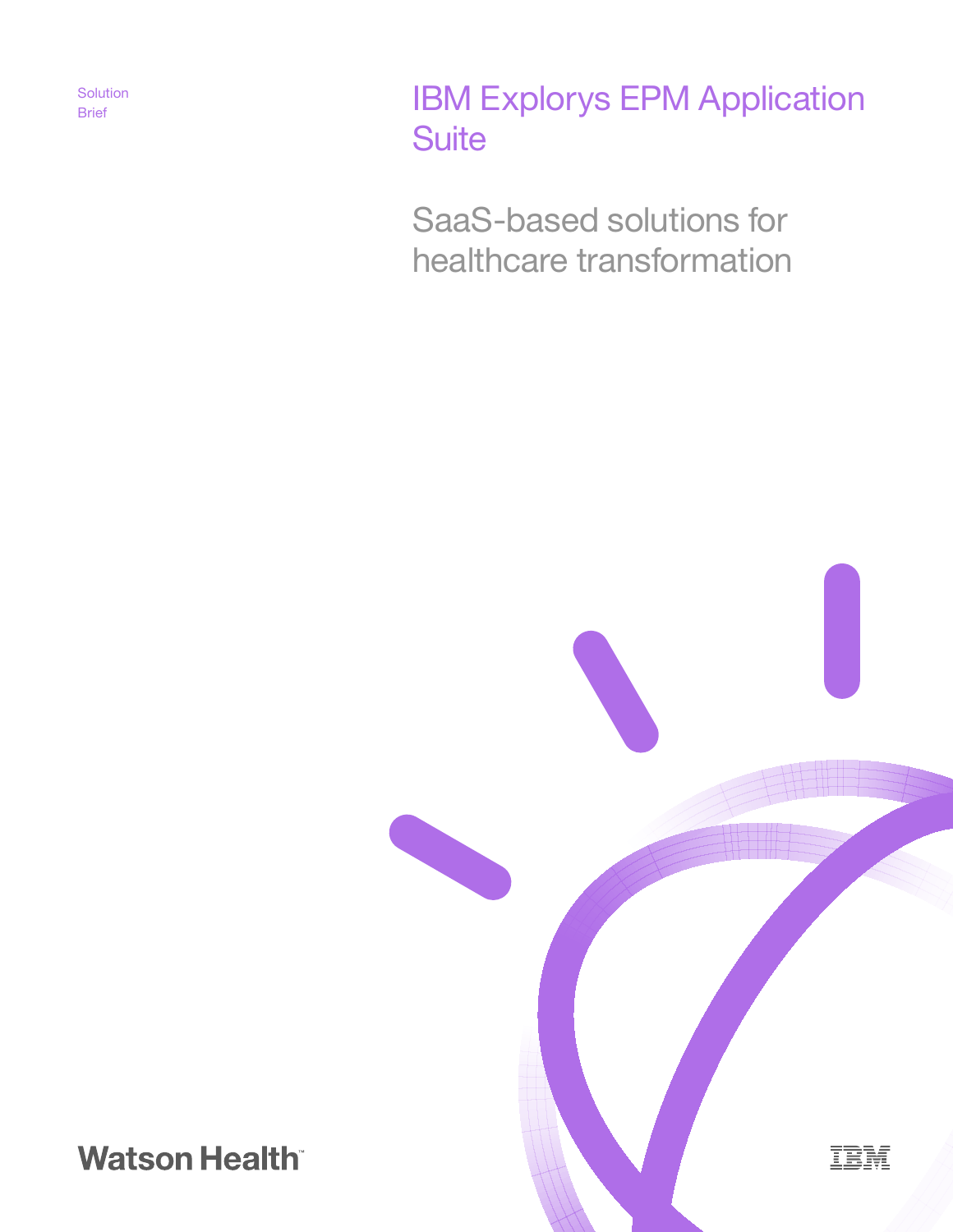Solution Brief

# IBM Explorys EPM Application Suite

## SaaS-based solutions for healthcare transformation

Watson Health™

IBM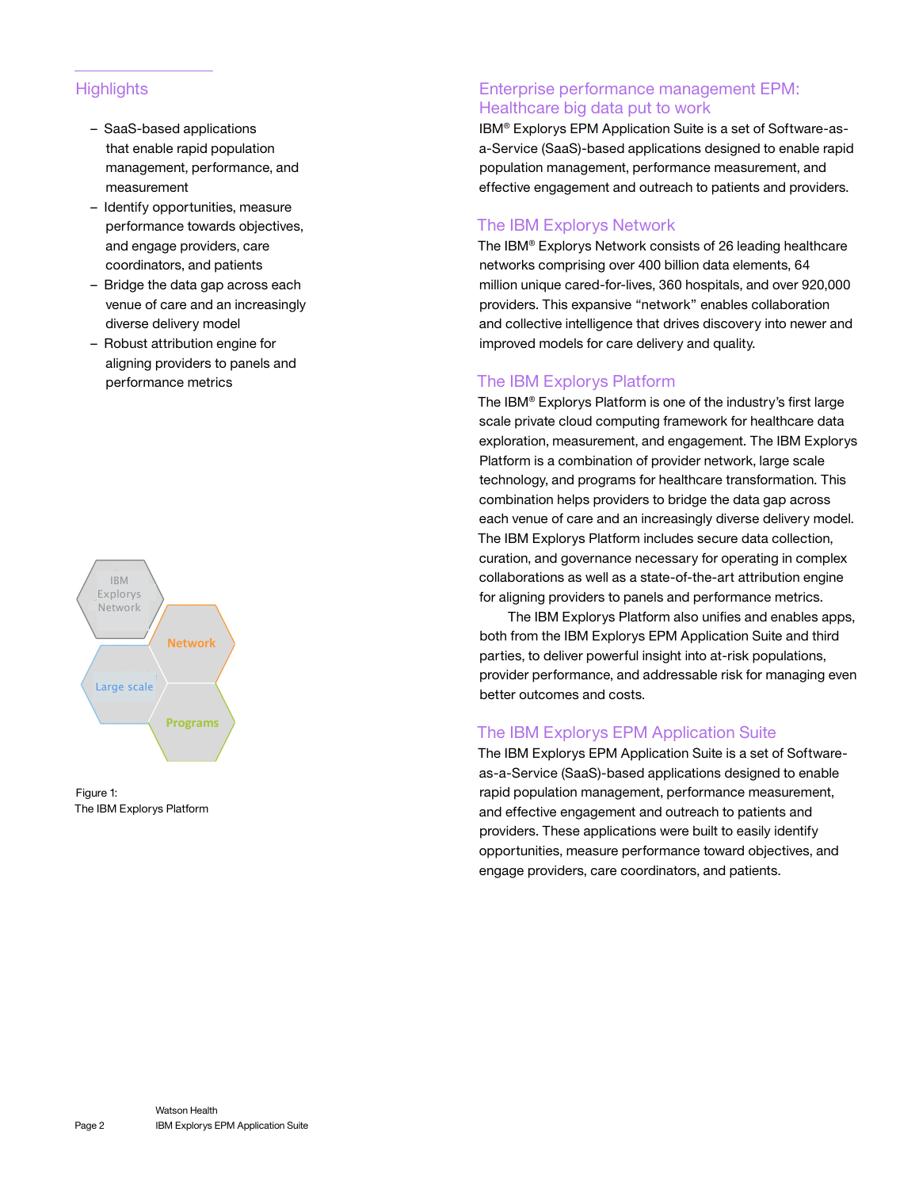## Highlights

- SaaS-based applications that enable rapid population management, performance, and measurement
- Identify opportunities, measure performance towards objectives, and engage providers, care coordinators, and patients
- Bridge the data gap across each venue of care and an increasingly diverse delivery model
- Robust attribution engine for aligning providers to panels and performance metrics

IBM Explorys Network

Network

Large scale

Programs

Figure 1:
The IBM Explorys Platform

## Enterprise performance management EPM: Healthcare big data put to work

IBM® Explorys EPM Application Suite is a set of Software-as-a-Service (SaaS)-based applications designed to enable rapid population management, performance measurement, and effective engagement and outreach to patients and providers.

## The IBM Explorys Network

The IBM® Explorys Network consists of 26 leading healthcare networks comprising over 400 billion data elements, 64 million unique cared-for-lives, 360 hospitals, and over 920,000 providers. This expansive "network" enables collaboration and collective intelligence that drives discovery into newer and improved models for care delivery and quality.

## The IBM Explorys Platform

The IBM® Explorys Platform is one of the industry's first large scale private cloud computing framework for healthcare data exploration, measurement, and engagement. The IBM Explorys Platform is a combination of provider network, large scale technology, and programs for healthcare transformation. This combination helps providers to bridge the data gap across each venue of care and an increasingly diverse delivery model. The IBM Explorys Platform includes secure data collection, curation, and governance necessary for operating in complex collaborations as well as a state-of-the-art attribution engine for aligning providers to panels and performance metrics.

The IBM Explorys Platform also unifies and enables apps, both from the IBM Explorys EPM Application Suite and third parties, to deliver powerful insight into at-risk populations, provider performance, and addressable risk for managing even better outcomes and costs.

## The IBM Explorys EPM Application Suite

The IBM Explorys EPM Application Suite is a set of Software-as-a-Service (SaaS)-based applications designed to enable rapid population management, performance measurement, and effective engagement and outreach to patients and providers. These applications were built to easily identify opportunities, measure performance toward objectives, and engage providers, care coordinators, and patients.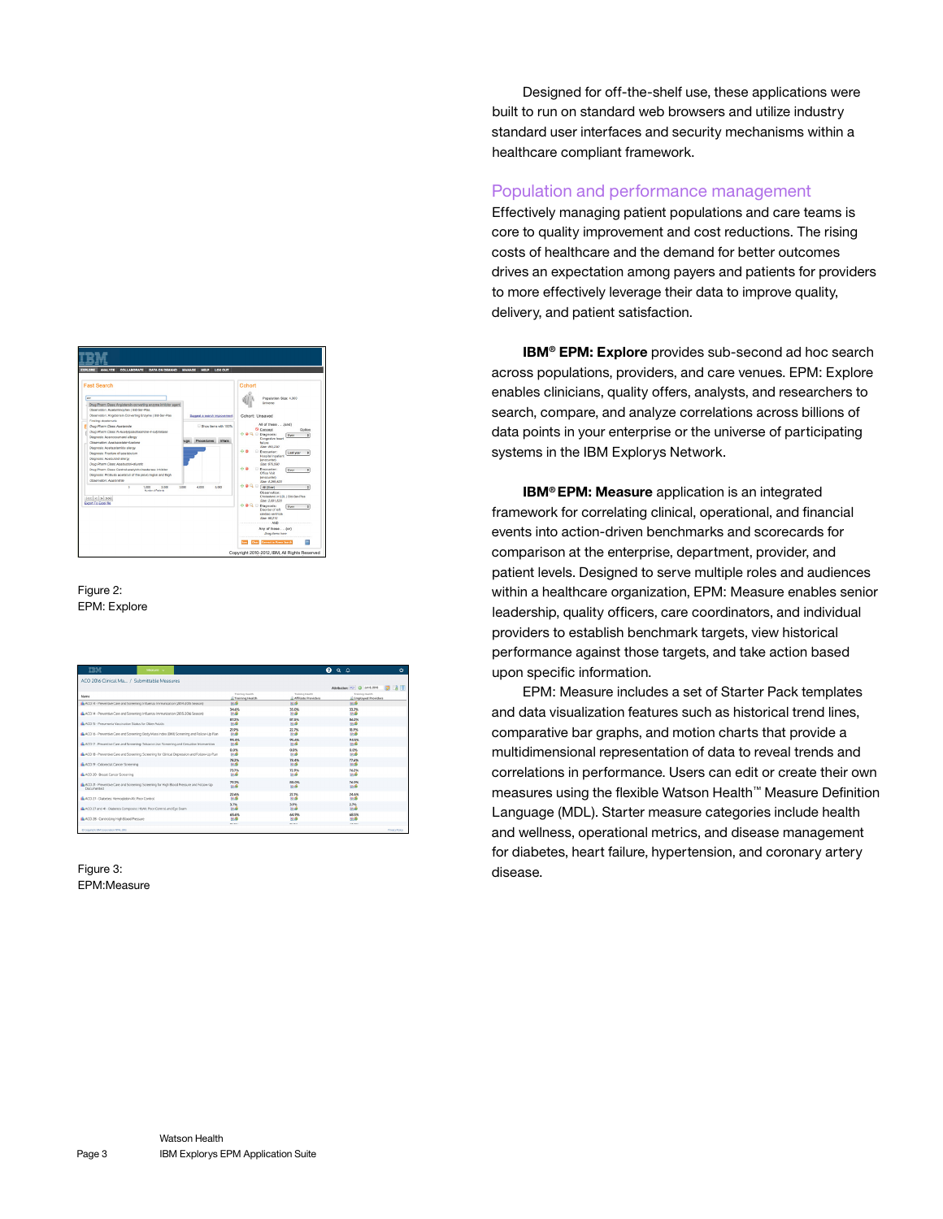Designed for off-the-shelf use, these applications were built to run on standard web browsers and utilize industry standard user interfaces and security mechanisms within a healthcare compliant framework.

## Population and performance management

Effectively managing patient populations and care teams is core to quality improvement and cost reductions. The rising costs of healthcare and the demand for better outcomes drives an expectation among payers and patients for providers to more effectively leverage their data to improve quality, delivery, and patient satisfaction.

**IBM® EPM: Explore** provides sub-second ad hoc search across populations, providers, and care venues. EPM: Explore enables clinicians, quality offers, analysts, and researchers to search, compare, and analyze correlations across billions of data points in your enterprise or the universe of participating systems in the IBM Explorys Network.

**IBM® EPM: Measure** application is an integrated framework for correlating clinical, operational, and financial events into action-driven benchmarks and scorecards for comparison at the enterprise, department, provider, and patient levels. Designed to serve multiple roles and audiences within a healthcare organization, EPM: Measure enables senior leadership, quality officers, care coordinators, and individual providers to establish benchmark targets, view historical performance against those targets, and take action based upon specific information.

EPM: Measure includes a set of Starter Pack templates and data visualization features such as historical trend lines, comparative bar graphs, and motion charts that provide a multidimensional representation of data to reveal trends and correlations in performance. Users can edit or create their own measures using the flexible Watson Health™ Measure Definition Language (MDL). Starter measure categories include health and wellness, operational metrics, and disease management for diabetes, heart failure, hypertension, and coronary artery disease.

Figure 2:
EPM: Explore

Figure 3:
EPM:Measure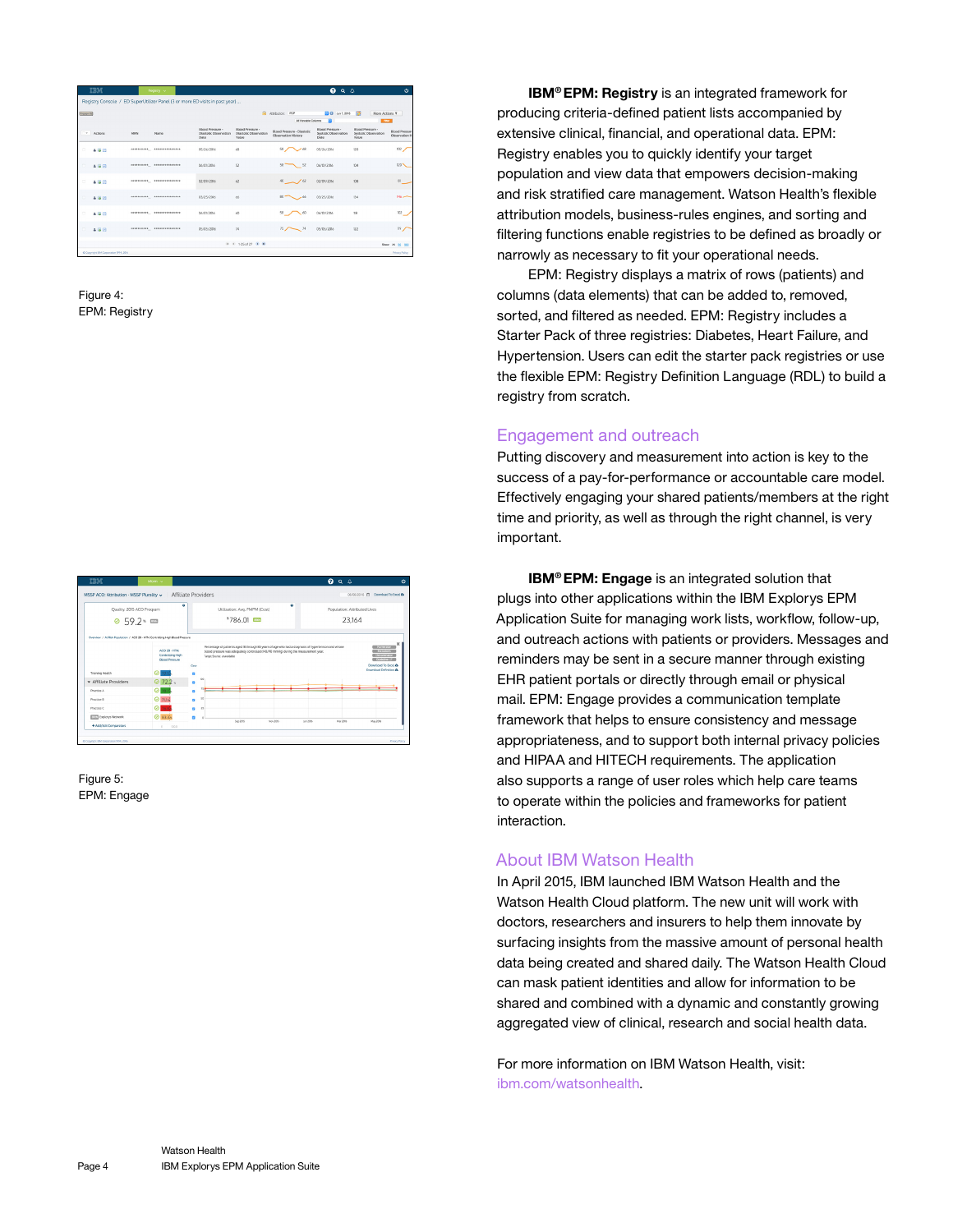Figure 4:
EPM: Registry

**IBM® EPM: Registry** is an integrated framework for producing criteria-defined patient lists accompanied by extensive clinical, financial, and operational data. EPM: Registry enables you to quickly identify your target population and view data that empowers decision-making and risk stratified care management. Watson Health's flexible attribution models, business-rules engines, and sorting and filtering functions enable registries to be defined as broadly or narrowly as necessary to fit your operational needs.

EPM: Registry displays a matrix of rows (patients) and columns (data elements) that can be added to, removed, sorted, and filtered as needed. EPM: Registry includes a Starter Pack of three registries: Diabetes, Heart Failure, and Hypertension. Users can edit the starter pack registries or use the flexible EPM: Registry Definition Language (RDL) to build a registry from scratch.

## Engagement and outreach

Putting discovery and measurement into action is key to the success of a pay-for-performance or accountable care model. Effectively engaging your shared patients/members at the right time and priority, as well as through the right channel, is very important.

Figure 5:
EPM: Engage

**IBM® EPM: Engage** is an integrated solution that plugs into other applications within the IBM Explorys EPM Application Suite for managing work lists, workflow, follow-up, and outreach actions with patients or providers. Messages and reminders may be sent in a secure manner through existing EHR patient portals or directly through email or physical mail. EPM: Engage provides a communication template framework that helps to ensure consistency and message appropriateness, and to support both internal privacy policies and HIPAA and HITECH requirements. The application also supports a range of user roles which help care teams to operate within the policies and frameworks for patient interaction.

## About IBM Watson Health

In April 2015, IBM launched IBM Watson Health and the Watson Health Cloud platform. The new unit will work with doctors, researchers and insurers to help them innovate by surfacing insights from the massive amount of personal health data being created and shared daily. The Watson Health Cloud can mask patient identities and allow for information to be shared and combined with a dynamic and constantly growing aggregated view of clinical, research and social health data.

For more information on IBM Watson Health, visit: ibm.com/watsonhealth.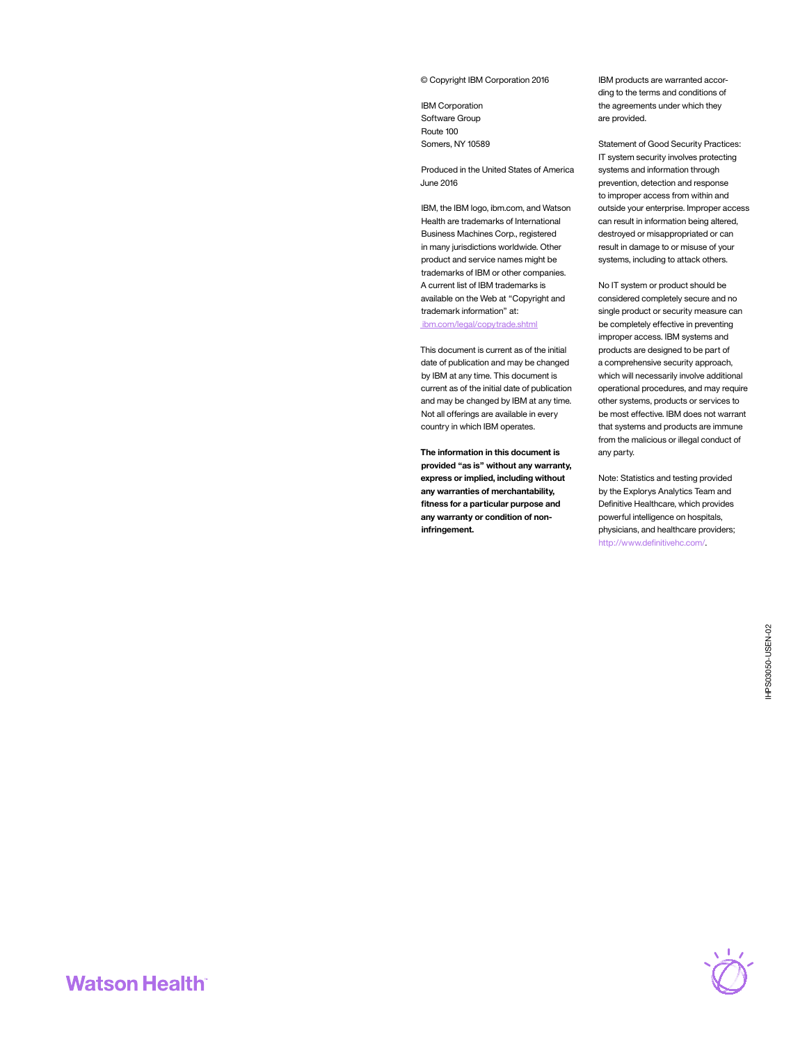© Copyright IBM Corporation 2016

IBM Corporation
Software Group
Route 100
Somers, NY 10589

Produced in the United States of America
June 2016

IBM, the IBM logo, ibm.com, and Watson Health are trademarks of International Business Machines Corp., registered in many jurisdictions worldwide. Other product and service names might be trademarks of IBM or other companies. A current list of IBM trademarks is available on the Web at "Copyright and trademark information" at: ibm.com/legal/copytrade.shtml

This document is current as of the initial date of publication and may be changed by IBM at any time. This document is current as of the initial date of publication and may be changed by IBM at any time. Not all offerings are available in every country in which IBM operates.

**The information in this document is provided "as is" without any warranty, express or implied, including without any warranties of merchantability, fitness for a particular purpose and any warranty or condition of non-infringement.**

IBM products are warranted according to the terms and conditions of the agreements under which they are provided.

Statement of Good Security Practices: IT system security involves protecting systems and information through prevention, detection and response to improper access from within and outside your enterprise. Improper access can result in information being altered, destroyed or misappropriated or can result in damage to or misuse of your systems, including to attack others.

No IT system or product should be considered completely secure and no single product or security measure can be completely effective in preventing improper access. IBM systems and products are designed to be part of a comprehensive security approach, which will necessarily involve additional operational procedures, and may require other systems, products or services to be most effective. IBM does not warrant that systems and products are immune from the malicious or illegal conduct of any party.

Note: Statistics and testing provided by the Explorys Analytics Team and Definitive Healthcare, which provides powerful intelligence on hospitals, physicians, and healthcare providers; http://www.definitivehc.com/.

IHPS03050-USEN-02

Watson Health